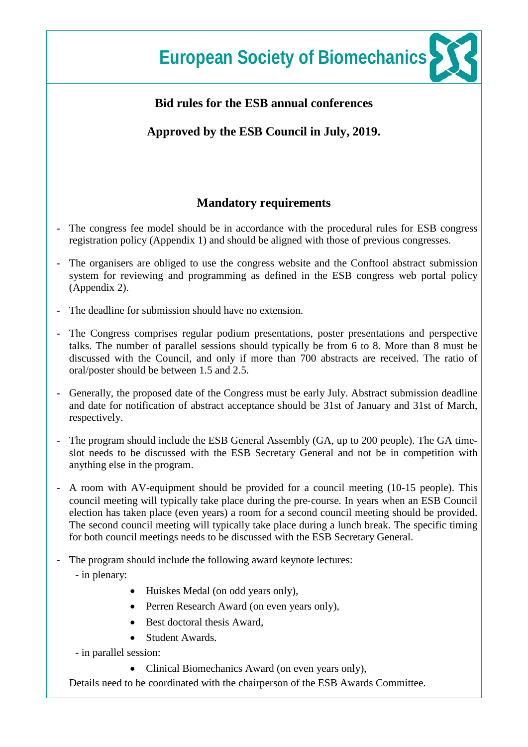European Society of Biomechanics

# Bid rules for the ESB annual conferences

## Approved by the ESB Council in July, 2019.

## Mandatory requirements

- The congress fee model should be in accordance with the procedural rules for ESB congress registration policy (Appendix 1) and should be aligned with those of previous congresses.

- The organisers are obliged to use the congress website and the Conftool abstract submission system for reviewing and programming as defined in the ESB congress web portal policy (Appendix 2).

- The deadline for submission should have no extension.

- The Congress comprises regular podium presentations, poster presentations and perspective talks. The number of parallel sessions should typically be from 6 to 8. More than 8 must be discussed with the Council, and only if more than 700 abstracts are received. The ratio of oral/poster should be between 1.5 and 2.5.

- Generally, the proposed date of the Congress must be early July. Abstract submission deadline and date for notification of abstract acceptance should be 31st of January and 31st of March, respectively.

- The program should include the ESB General Assembly (GA, up to 200 people). The GA time-slot needs to be discussed with the ESB Secretary General and not be in competition with anything else in the program.

- A room with AV-equipment should be provided for a council meeting (10-15 people). This council meeting will typically take place during the pre-course. In years when an ESB Council election has taken place (even years) a room for a second council meeting should be provided. The second council meeting will typically take place during a lunch break. The specific timing for both council meetings needs to be discussed with the ESB Secretary General.

- The program should include the following award keynote lectures:
  - in plenary:
    - Huiskes Medal (on odd years only),
    - Perren Research Award (on even years only),
    - Best doctoral thesis Award,
    - Student Awards.
  - in parallel session:
    - Clinical Biomechanics Award (on even years only),

  Details need to be coordinated with the chairperson of the ESB Awards Committee.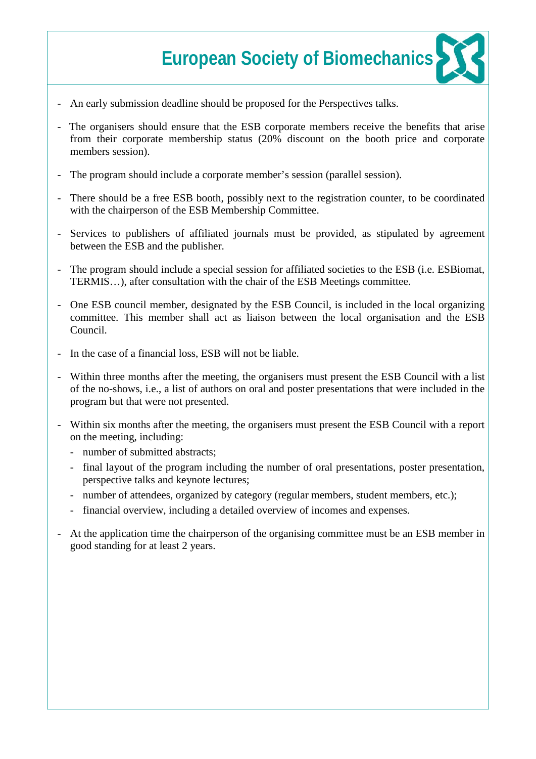- An early submission deadline should be proposed for the Perspectives talks.

- The organisers should ensure that the ESB corporate members receive the benefits that arise from their corporate membership status (20% discount on the booth price and corporate members session).

- The program should include a corporate member's session (parallel session).

- There should be a free ESB booth, possibly next to the registration counter, to be coordinated with the chairperson of the ESB Membership Committee.

- Services to publishers of affiliated journals must be provided, as stipulated by agreement between the ESB and the publisher.

- The program should include a special session for affiliated societies to the ESB (i.e. ESBiomat, TERMIS…), after consultation with the chair of the ESB Meetings committee.

- One ESB council member, designated by the ESB Council, is included in the local organizing committee. This member shall act as liaison between the local organisation and the ESB Council.

- In the case of a financial loss, ESB will not be liable.

- Within three months after the meeting, the organisers must present the ESB Council with a list of the no-shows, i.e., a list of authors on oral and poster presentations that were included in the program but that were not presented.

- Within six months after the meeting, the organisers must present the ESB Council with a report on the meeting, including:
  - number of submitted abstracts;
  - final layout of the program including the number of oral presentations, poster presentation, perspective talks and keynote lectures;
  - number of attendees, organized by category (regular members, student members, etc.);
  - financial overview, including a detailed overview of incomes and expenses.

- At the application time the chairperson of the organising committee must be an ESB member in good standing for at least 2 years.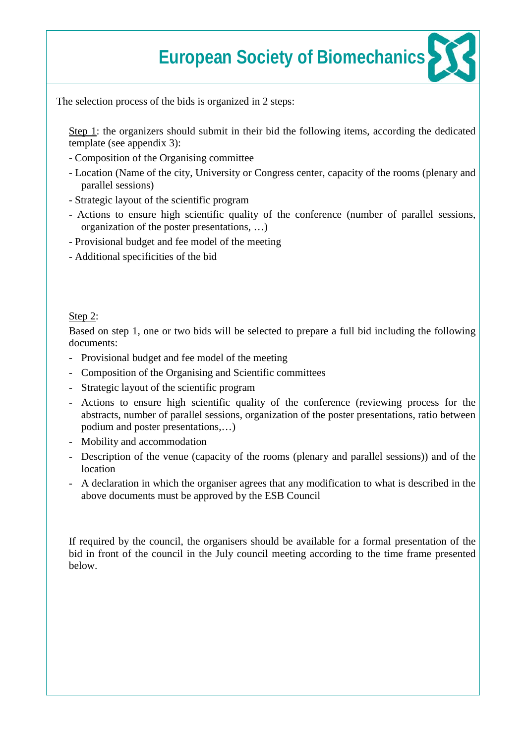The selection process of the bids is organized in 2 steps:

Step 1: the organizers should submit in their bid the following items, according the dedicated template (see appendix 3):

- Composition of the Organising committee
- Location (Name of the city, University or Congress center, capacity of the rooms (plenary and parallel sessions)
- Strategic layout of the scientific program
- Actions to ensure high scientific quality of the conference (number of parallel sessions, organization of the poster presentations, …)
- Provisional budget and fee model of the meeting
- Additional specificities of the bid

Step 2:

Based on step 1, one or two bids will be selected to prepare a full bid including the following documents:

- Provisional budget and fee model of the meeting
- Composition of the Organising and Scientific committees
- Strategic layout of the scientific program
- Actions to ensure high scientific quality of the conference (reviewing process for the abstracts, number of parallel sessions, organization of the poster presentations, ratio between podium and poster presentations,…)
- Mobility and accommodation
- Description of the venue (capacity of the rooms (plenary and parallel sessions)) and of the location
- A declaration in which the organiser agrees that any modification to what is described in the above documents must be approved by the ESB Council

If required by the council, the organisers should be available for a formal presentation of the bid in front of the council in the July council meeting according to the time frame presented below.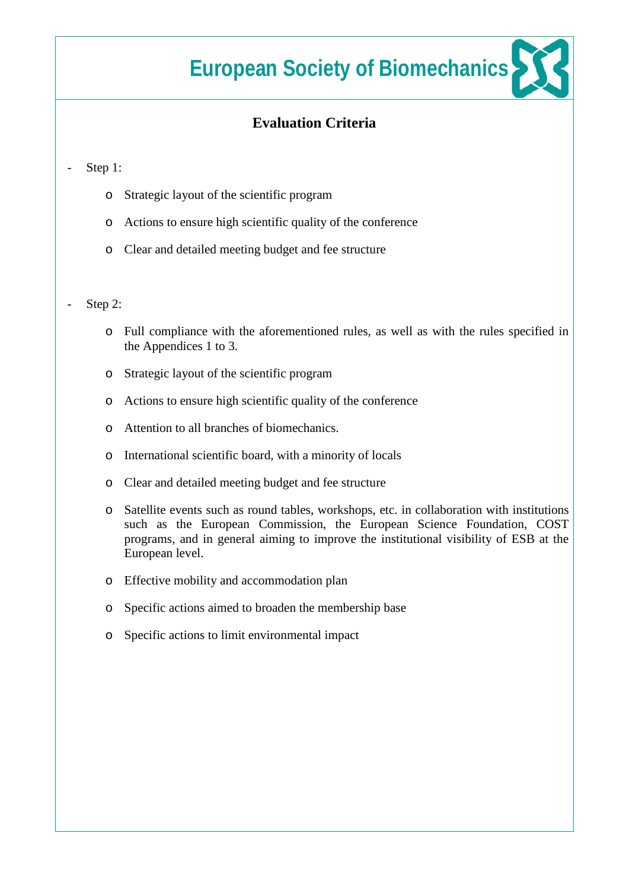## Evaluation Criteria

- Step 1:
    - Strategic layout of the scientific program
    - Actions to ensure high scientific quality of the conference
    - Clear and detailed meeting budget and fee structure

- Step 2:
    - Full compliance with the aforementioned rules, as well as with the rules specified in the Appendices 1 to 3.
    - Strategic layout of the scientific program
    - Actions to ensure high scientific quality of the conference
    - Attention to all branches of biomechanics.
    - International scientific board, with a minority of locals
    - Clear and detailed meeting budget and fee structure
    - Satellite events such as round tables, workshops, etc. in collaboration with institutions such as the European Commission, the European Science Foundation, COST programs, and in general aiming to improve the institutional visibility of ESB at the European level.
    - Effective mobility and accommodation plan
    - Specific actions aimed to broaden the membership base
    - Specific actions to limit environmental impact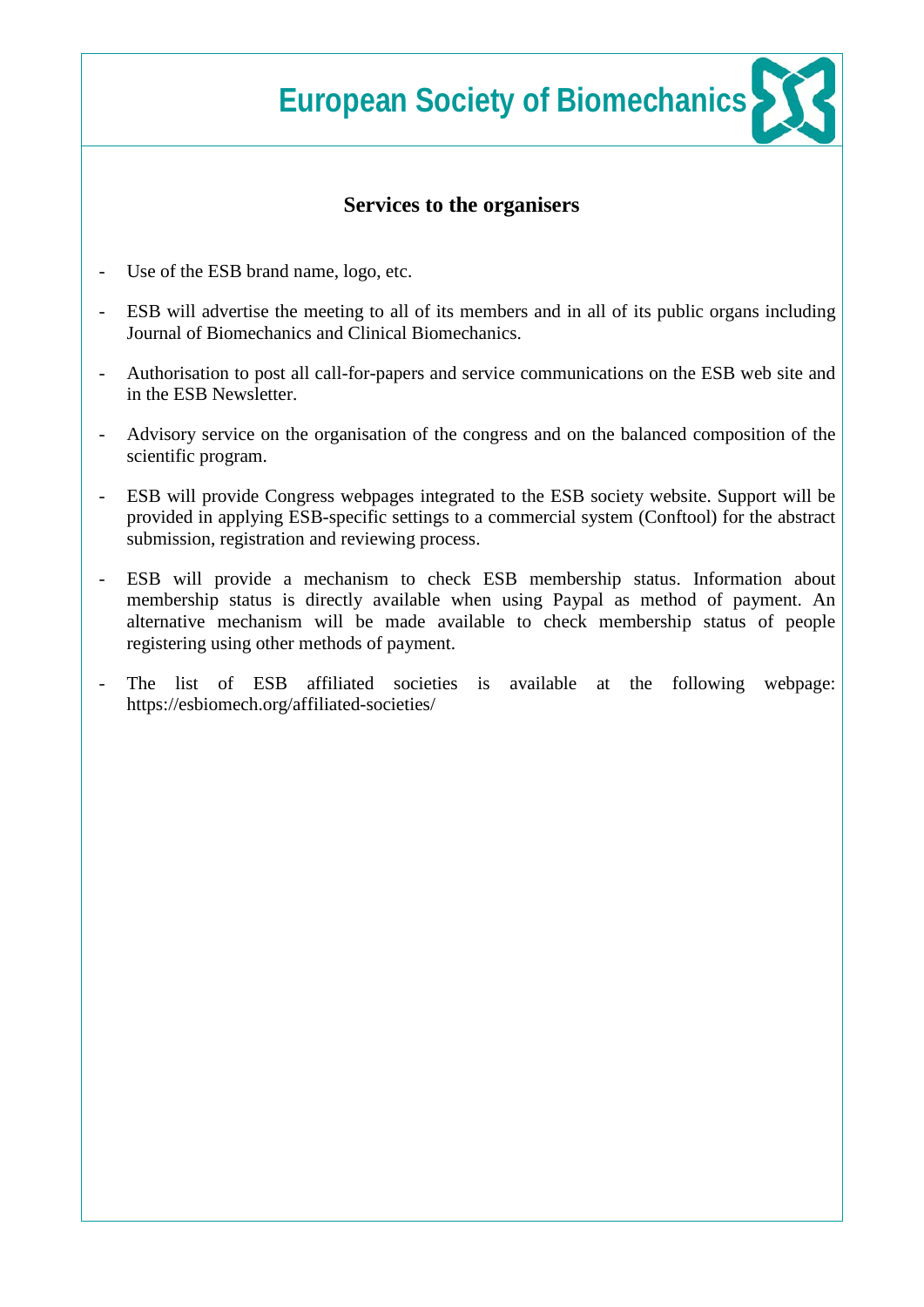## Services to the organisers

- Use of the ESB brand name, logo, etc.
- ESB will advertise the meeting to all of its members and in all of its public organs including Journal of Biomechanics and Clinical Biomechanics.
- Authorisation to post all call-for-papers and service communications on the ESB web site and in the ESB Newsletter.
- Advisory service on the organisation of the congress and on the balanced composition of the scientific program.
- ESB will provide Congress webpages integrated to the ESB society website. Support will be provided in applying ESB-specific settings to a commercial system (Conftool) for the abstract submission, registration and reviewing process.
- ESB will provide a mechanism to check ESB membership status. Information about membership status is directly available when using Paypal as method of payment. An alternative mechanism will be made available to check membership status of people registering using other methods of payment.
- The list of ESB affiliated societies is available at the following webpage: https://esbiomech.org/affiliated-societies/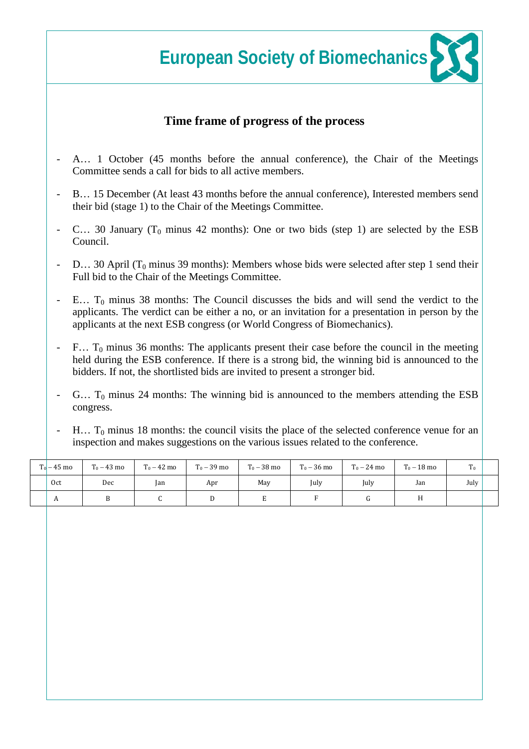## Time frame of progress of the process

- A… 1 October (45 months before the annual conference), the Chair of the Meetings Committee sends a call for bids to all active members.
- B… 15 December (At least 43 months before the annual conference), Interested members send their bid (stage 1) to the Chair of the Meetings Committee.
- C… 30 January ($T_0$ minus 42 months): One or two bids (step 1) are selected by the ESB Council.
- D… 30 April ($T_0$ minus 39 months): Members whose bids were selected after step 1 send their Full bid to the Chair of the Meetings Committee.
- E… $T_0$ minus 38 months: The Council discusses the bids and will send the verdict to the applicants. The verdict can be either a no, or an invitation for a presentation in person by the applicants at the next ESB congress (or World Congress of Biomechanics).
- F… $T_0$ minus 36 months: The applicants present their case before the council in the meeting held during the ESB conference. If there is a strong bid, the winning bid is announced to the bidders. If not, the shortlisted bids are invited to present a stronger bid.
- G… $T_0$ minus 24 months: The winning bid is announced to the members attending the ESB congress.
- H… $T_0$ minus 18 months: the council visits the place of the selected conference venue for an inspection and makes suggestions on the various issues related to the conference.

| $T_0 - 45$ mo | $T_0 - 43$ mo | $T_0 - 42$ mo | $T_0 - 39$ mo | $T_0 - 38$ mo | $T_0 - 36$ mo | $T_0 - 24$ mo | $T_0 - 18$ mo | $T_0$ |
|---|---|---|---|---|---|---|---|---|
| Oct | Dec | Jan | Apr | May | July | July | Jan | July |
| A | B | C | D | E | F | G | H | |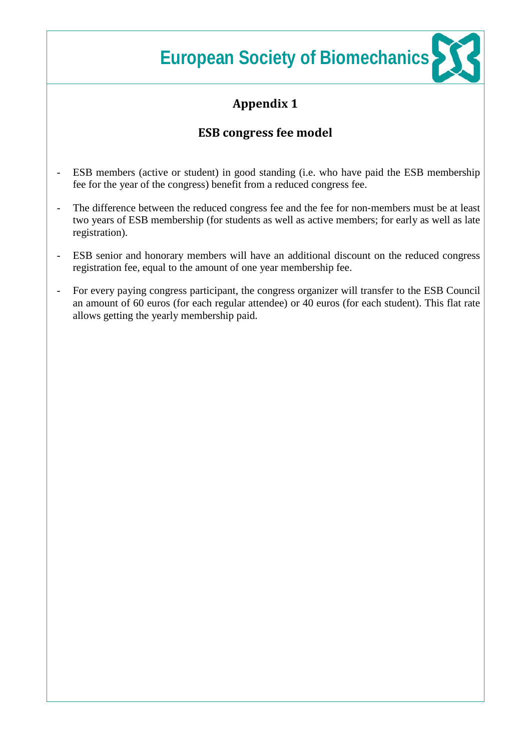# Appendix 1

## ESB congress fee model

- ESB members (active or student) in good standing (i.e. who have paid the ESB membership fee for the year of the congress) benefit from a reduced congress fee.
- The difference between the reduced congress fee and the fee for non-members must be at least two years of ESB membership (for students as well as active members; for early as well as late registration).
- ESB senior and honorary members will have an additional discount on the reduced congress registration fee, equal to the amount of one year membership fee.
- For every paying congress participant, the congress organizer will transfer to the ESB Council an amount of 60 euros (for each regular attendee) or 40 euros (for each student). This flat rate allows getting the yearly membership paid.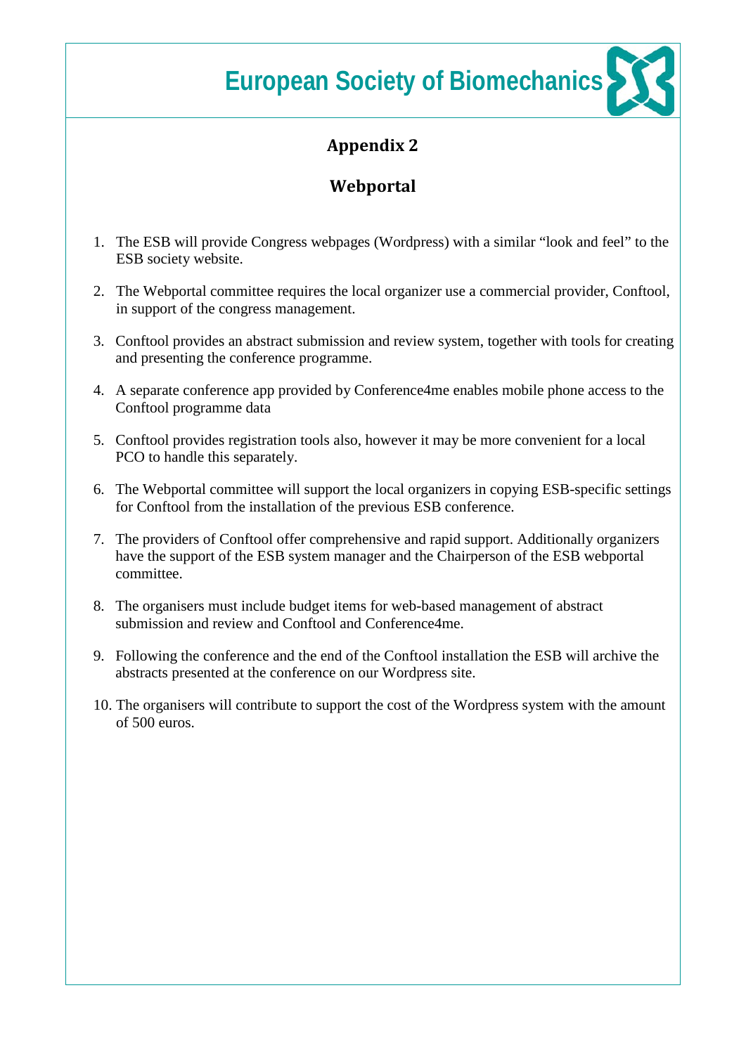# European Society of Biomechanics

## Appendix 2

## Webportal

1. The ESB will provide Congress webpages (Wordpress) with a similar "look and feel" to the ESB society website.

2. The Webportal committee requires the local organizer use a commercial provider, Conftool, in support of the congress management.

3. Conftool provides an abstract submission and review system, together with tools for creating and presenting the conference programme.

4. A separate conference app provided by Conference4me enables mobile phone access to the Conftool programme data

5. Conftool provides registration tools also, however it may be more convenient for a local PCO to handle this separately.

6. The Webportal committee will support the local organizers in copying ESB-specific settings for Conftool from the installation of the previous ESB conference.

7. The providers of Conftool offer comprehensive and rapid support. Additionally organizers have the support of the ESB system manager and the Chairperson of the ESB webportal committee.

8. The organisers must include budget items for web-based management of abstract submission and review and Conftool and Conference4me.

9. Following the conference and the end of the Conftool installation the ESB will archive the abstracts presented at the conference on our Wordpress site.

10. The organisers will contribute to support the cost of the Wordpress system with the amount of 500 euros.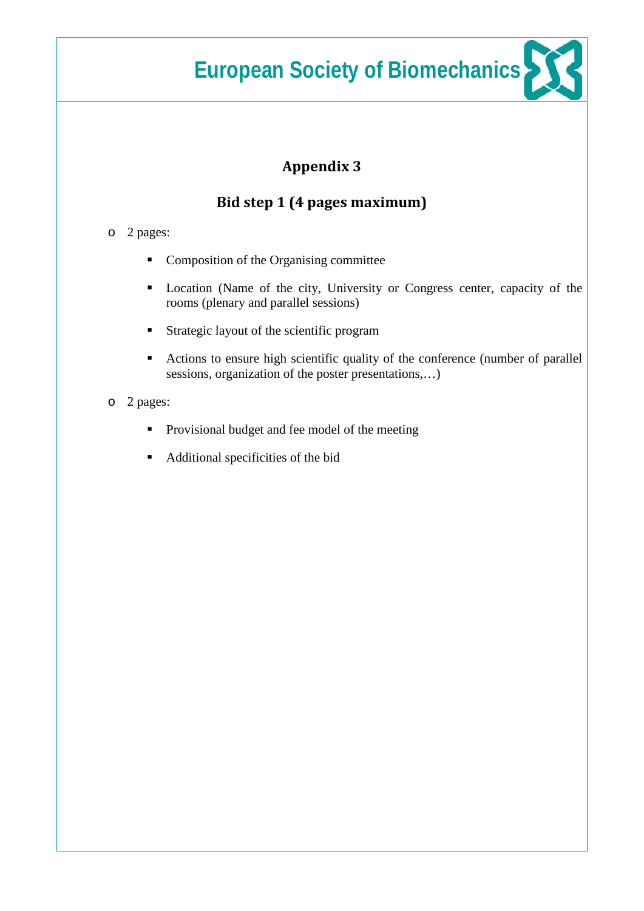# Appendix 3

## Bid step 1 (4 pages maximum)

- 2 pages:
  - Composition of the Organising committee
  - Location (Name of the city, University or Congress center, capacity of the rooms (plenary and parallel sessions)
  - Strategic layout of the scientific program
  - Actions to ensure high scientific quality of the conference (number of parallel sessions, organization of the poster presentations,…)
- 2 pages:
  - Provisional budget and fee model of the meeting
  - Additional specificities of the bid